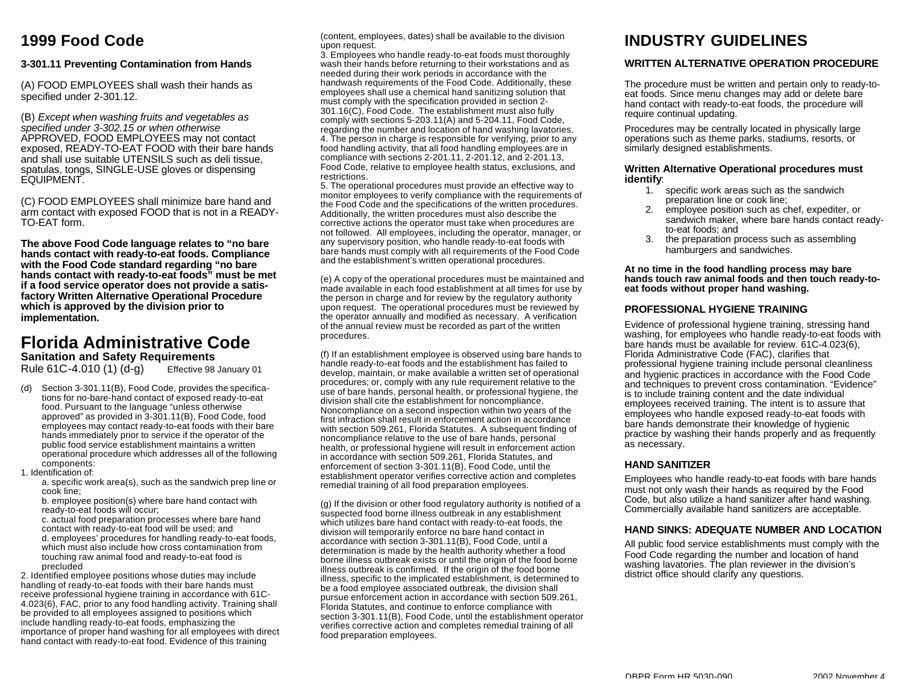# 1999 Food Code

### 3-301.11 Preventing Contamination from Hands

(A) FOOD EMPLOYEES shall wash their hands as specified under 2-301.12.

(B) *Except when washing fruits and vegetables as specified under 3-302.15 or when otherwise* APPROVED, FOOD EMPLOYEES may not contact exposed, READY-TO-EAT FOOD with their bare hands and shall use suitable UTENSILS such as deli tissue, spatulas, tongs, SINGLE-USE gloves or dispensing EQUIPMENT.

(C) FOOD EMPLOYEES shall minimize bare hand and arm contact with exposed FOOD that is not in a READY-TO-EAT form.

**The above Food Code language relates to "no bare hands contact with ready-to-eat foods. Compliance with the Food Code standard regarding "no bare hands contact with ready-to-eat foods" must be met if a food service operator does not provide a satisfactory Written Alternative Operational Procedure which is approved by the division prior to implementation.**

# Florida Administrative Code

**Sanitation and Safety Requirements**

Rule 61C-4.010 (1) (d-g) Effective 98 January 01

(d) Section 3-301.11(B), Food Code, provides the specifications for no-bare-hand contact of exposed ready-to-eat food. Pursuant to the language "unless otherwise approved" as provided in 3-301.11(B), Food Code, food employees may contact ready-to-eat foods with their bare hands immediately prior to service if the operator of the public food service establishment maintains a written operational procedure which addresses all of the following components:

1. Identification of:
   a. specific work area(s), such as the sandwich prep line or cook line;
   b. employee position(s) where bare hand contact with ready-to-eat foods will occur;
   c. actual food preparation processes where bare hand contact with ready-to-eat food will be used; and
   d. employees' procedures for handling ready-to-eat foods, which must also include how cross contamination from touching raw animal food and ready-to-eat food is precluded

2. Identified employee positions whose duties may include handling of ready-to-eat foods with their bare hands must receive professional hygiene training in accordance with 61C-4.023(6), FAC, prior to any food handling activity. Training shall be provided to all employees assigned to positions which include handling ready-to-eat foods, emphasizing the importance of proper hand washing for all employees with direct hand contact with ready-to-eat food. Evidence of this training (content, employees, dates) shall be available to the division upon request.

3. Employees who handle ready-to-eat foods must thoroughly wash their hands before returning to their workstations and as needed during their work periods in accordance with the handwash requirements of the Food Code. Additionally, these employees shall use a chemical hand sanitizing solution that must comply with the specification provided in section 2-301.16(C), Food Code. The establishment must also fully comply with sections 5-203.11(A) and 5-204.11, Food Code, regarding the number and location of hand washing lavatories.

4. The person in charge is responsible for verifying, prior to any food handling activity, that all food handling employees are in compliance with sections 2-201.11, 2-201.12, and 2-201.13, Food Code, relative to employee health status, exclusions, and restrictions.

5. The operational procedures must provide an effective way to monitor employees to verify compliance with the requirements of the Food Code and the specifications of the written procedures. Additionally, the written procedures must also describe the corrective actions the operator must take when procedures are not followed. All employees, including the operator, manager, or any supervisory position, who handle ready-to-eat foods with bare hands must comply with all requirements of the Food Code and the establishment's written operational procedures.

(e) A copy of the operational procedures must be maintained and made available in each food establishment at all times for use by the person in charge and for review by the regulatory authority upon request. The operational procedures must be reviewed by the operator annually and modified as necessary. A verification of the annual review must be recorded as part of the written procedures.

(f) If an establishment employee is observed using bare hands to handle ready-to-eat foods and the establishment has failed to develop, maintain, or make available a written set of operational procedures; or, comply with any rule requirement relative to the use of bare hands, personal health, or professional hygiene, the division shall cite the establishment for noncompliance. Noncompliance on a second inspection within two years of the first infraction shall result in enforcement action in accordance with section 509.261, Florida Statutes. A subsequent finding of noncompliance relative to the use of bare hands, personal health, or professional hygiene will result in enforcement action in accordance with section 509.261, Florida Statutes, and enforcement of section 3-301.11(B), Food Code, until the establishment operator verifies corrective action and completes remedial training of all food preparation employees.

(g) If the division or other food regulatory authority is notified of a suspected food borne illness outbreak in any establishment which utilizes bare hand contact with ready-to-eat foods, the division will temporarily enforce no bare hand contact in accordance with section 3-301.11(B), Food Code, until a determination is made by the health authority whether a food borne illness outbreak exists or until the origin of the food borne illness outbreak is confirmed. If the origin of the food borne illness, specific to the implicated establishment, is determined to be a food employee associated outbreak, the division shall pursue enforcement action in accordance with section 509.261, Florida Statutes, and continue to enforce compliance with section 3-301.11(B), Food Code, until the establishment operator verifies corrective action and completes remedial training of all food preparation employees.

# INDUSTRY GUIDELINES

### WRITTEN ALTERNATIVE OPERATION PROCEDURE

The procedure must be written and pertain only to ready-to-eat foods. Since menu changes may add or delete bare hand contact with ready-to-eat foods, the procedure will require continual updating.

Procedures may be centrally located in physically large operations such as theme parks, stadiums, resorts, or similarly designed establishments.

**Written Alternative Operational procedures must identify**:

1. specific work areas such as the sandwich preparation line or cook line;
2. employee position such as chef, expediter, or sandwich maker, where bare hands contact ready-to-eat foods; and
3. the preparation process such as assembling hamburgers and sandwiches.

**At no time in the food handling process may bare hands touch raw animal foods and then touch ready-to-eat foods without proper hand washing.**

### PROFESSIONAL HYGIENE TRAINING

Evidence of professional hygiene training, stressing hand washing, for employees who handle ready-to-eat foods with bare hands must be available for review. 61C-4.023(6), Florida Administrative Code (FAC), clarifies that professional hygiene training include personal cleanliness and hygienic practices in accordance with the Food Code and techniques to prevent cross contamination. "Evidence" is to include training content and the date individual employees received training. The intent is to assure that employees who handle exposed ready-to-eat foods with bare hands demonstrate their knowledge of hygienic practice by washing their hands properly and as frequently as necessary.

### HAND SANITIZER

Employees who handle ready-to-eat foods with bare hands must not only wash their hands as required by the Food Code, but also utilize a hand sanitizer after hand washing. Commercially available hand sanitizers are acceptable.

### HAND SINKS: ADEQUATE NUMBER AND LOCATION

All public food service establishments must comply with the Food Code regarding the number and location of hand washing lavatories. The plan reviewer in the division's district office should clarify any questions.

DBPR Form HR 5030-090 2002 November 4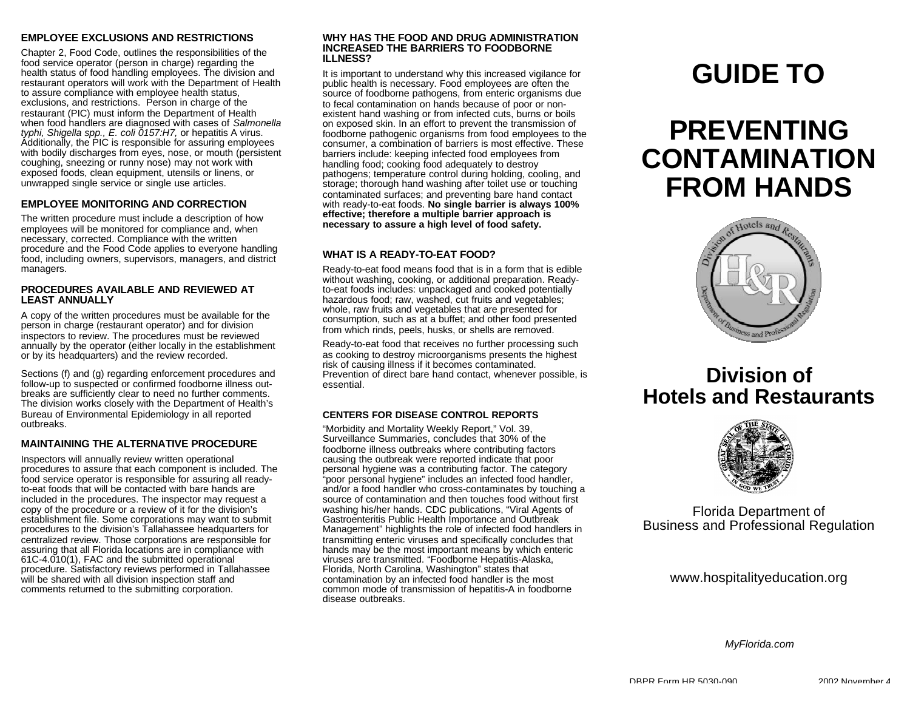## EMPLOYEE EXCLUSIONS AND RESTRICTIONS

Chapter 2, Food Code, outlines the responsibilities of the food service operator (person in charge) regarding the health status of food handling employees. The division and restaurant operators will work with the Department of Health to assure compliance with employee health status, exclusions, and restrictions. Person in charge of the restaurant (PIC) must inform the Department of Health when food handlers are diagnosed with cases of *Salmonella typhi, Shigella spp., E. coli 0157:H7,* or hepatitis A virus. Additionally, the PIC is responsible for assuring employees with bodily discharges from eyes, nose, or mouth (persistent coughing, sneezing or runny nose) may not work with exposed foods, clean equipment, utensils or linens, or unwrapped single service or single use articles.

## EMPLOYEE MONITORING AND CORRECTION

The written procedure must include a description of how employees will be monitored for compliance and, when necessary, corrected. Compliance with the written procedure and the Food Code applies to everyone handling food, including owners, supervisors, managers, and district managers.

## PROCEDURES AVAILABLE AND REVIEWED AT LEAST ANNUALLY

A copy of the written procedures must be available for the person in charge (restaurant operator) and for division inspectors to review. The procedures must be reviewed annually by the operator (either locally in the establishment or by its headquarters) and the review recorded.

Sections (f) and (g) regarding enforcement procedures and follow-up to suspected or confirmed foodborne illness out-breaks are sufficiently clear to need no further comments. The division works closely with the Department of Health's Bureau of Environmental Epidemiology in all reported outbreaks.

## MAINTAINING THE ALTERNATIVE PROCEDURE

Inspectors will annually review written operational procedures to assure that each component is included. The food service operator is responsible for assuring all ready-to-eat foods that will be contacted with bare hands are included in the procedures. The inspector may request a copy of the procedure or a review of it for the division's establishment file. Some corporations may want to submit procedures to the division's Tallahassee headquarters for centralized review. Those corporations are responsible for assuring that all Florida locations are in compliance with 61C-4.010(1), FAC and the submitted operational procedure. Satisfactory reviews performed in Tallahassee will be shared with all division inspection staff and comments returned to the submitting corporation.

## WHY HAS THE FOOD AND DRUG ADMINISTRATION INCREASED THE BARRIERS TO FOODBORNE ILLNESS?

It is important to understand why this increased vigilance for public health is necessary. Food employees are often the source of foodborne pathogens, from enteric organisms due to fecal contamination on hands because of poor or non-existent hand washing or from infected cuts, burns or boils on exposed skin. In an effort to prevent the transmission of foodborne pathogenic organisms from food employees to the consumer, a combination of barriers is most effective. These barriers include: keeping infected food employees from handling food; cooking food adequately to destroy pathogens; temperature control during holding, cooling, and storage; thorough hand washing after toilet use or touching contaminated surfaces; and preventing bare hand contact with ready-to-eat foods. **No single barrier is always 100% effective; therefore a multiple barrier approach is necessary to assure a high level of food safety.**

## WHAT IS A READY-TO-EAT FOOD?

Ready-to-eat food means food that is in a form that is edible without washing, cooking, or additional preparation. Ready-to-eat foods includes: unpackaged and cooked potentially hazardous food; raw, washed, cut fruits and vegetables; whole, raw fruits and vegetables that are presented for consumption, such as at a buffet; and other food presented from which rinds, peels, husks, or shells are removed.

Ready-to-eat food that receives no further processing such as cooking to destroy microorganisms presents the highest risk of causing illness if it becomes contaminated. Prevention of direct bare hand contact, whenever possible, is essential.

## CENTERS FOR DISEASE CONTROL REPORTS

"Morbidity and Mortality Weekly Report," Vol. 39, Surveillance Summaries, concludes that 30% of the foodborne illness outbreaks where contributing factors causing the outbreak were reported indicate that poor personal hygiene was a contributing factor. The category "poor personal hygiene" includes an infected food handler, and/or a food handler who cross-contaminates by touching a source of contamination and then touches food without first washing his/her hands. CDC publications, "Viral Agents of Gastroenteritis Public Health Importance and Outbreak Management" highlights the role of infected food handlers in transmitting enteric viruses and specifically concludes that hands may be the most important means by which enteric viruses are transmitted. "Foodborne Hepatitis-Alaska, Florida, North Carolina, Washington" states that contamination by an infected food handler is the most common mode of transmission of hepatitis-A in foodborne disease outbreaks.

# GUIDE TO

# PREVENTING CONTAMINATION FROM HANDS

## Division of Hotels and Restaurants

Florida Department of
Business and Professional Regulation

www.hospitalityeducation.org

*MyFlorida.com*

DBPR Form HR 5030-090 2002 November 4